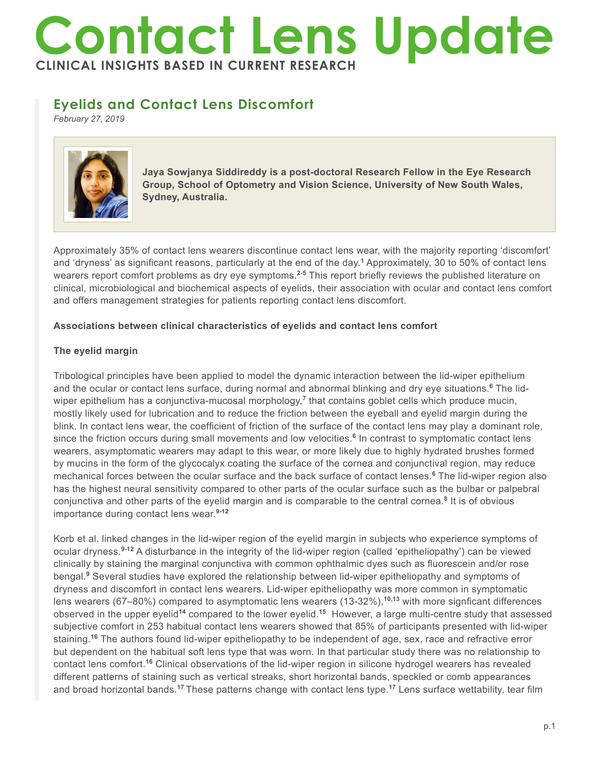# Contact Lens Update

**CLINICAL INSIGHTS BASED IN CURRENT RESEARCH**

## Eyelids and Contact Lens Discomfort

*February 27, 2019*

**Jaya Sowjanya Siddireddy is a post-doctoral Research Fellow in the Eye Research Group, School of Optometry and Vision Science, University of New South Wales, Sydney, Australia.**

Approximately 35% of contact lens wearers discontinue contact lens wear, with the majority reporting 'discomfort' and 'dryness' as significant reasons, particularly at the end of the day.[1] Approximately, 30 to 50% of contact lens wearers report comfort problems as dry eye symptoms.[2-5] This report briefly reviews the published literature on clinical, microbiological and biochemical aspects of eyelids, their association with ocular and contact lens comfort and offers management strategies for patients reporting contact lens discomfort.

**Associations between clinical characteristics of eyelids and contact lens comfort**

**The eyelid margin**

Tribological principles have been applied to model the dynamic interaction between the lid-wiper epithelium and the ocular or contact lens surface, during normal and abnormal blinking and dry eye situations.[6] The lid-wiper epithelium has a conjunctiva-mucosal morphology,[7] that contains goblet cells which produce mucin, mostly likely used for lubrication and to reduce the friction between the eyeball and eyelid margin during the blink. In contact lens wear, the coefficient of friction of the surface of the contact lens may play a dominant role, since the friction occurs during small movements and low velocities.[6] In contrast to symptomatic contact lens wearers, asymptomatic wearers may adapt to this wear, or more likely due to highly hydrated brushes formed by mucins in the form of the glycocalyx coating the surface of the cornea and conjunctival region, may reduce mechanical forces between the ocular surface and the back surface of contact lenses.[6] The lid-wiper region also has the highest neural sensitivity compared to other parts of the ocular surface such as the bulbar or palpebral conjunctiva and other parts of the eyelid margin and is comparable to the central cornea.[8] It is of obvious importance during contact lens wear.[9-12]

Korb et al. linked changes in the lid-wiper region of the eyelid margin in subjects who experience symptoms of ocular dryness.[9-12] A disturbance in the integrity of the lid-wiper region (called 'epitheliopathy') can be viewed clinically by staining the marginal conjunctiva with common ophthalmic dyes such as fluorescein and/or rose bengal.[9] Several studies have explored the relationship between lid-wiper epitheliopathy and symptoms of dryness and discomfort in contact lens wearers. Lid-wiper epitheliopathy was more common in symptomatic lens wearers (67–80%) compared to asymptomatic lens wearers (13-32%),[10,13] with more signficant differences observed in the upper eyelid[14] compared to the lower eyelid.[15] However, a large multi-centre study that assessed subjective comfort in 253 habitual contact lens wearers showed that 85% of participants presented with lid-wiper staining.[16] The authors found lid-wiper epitheliopathy to be independent of age, sex, race and refractive error but dependent on the habitual soft lens type that was worn. In that particular study there was no relationship to contact lens comfort.[16] Clinical observations of the lid-wiper region in silicone hydrogel wearers has revealed different patterns of staining such as vertical streaks, short horizontal bands, speckled or comb appearances and broad horizontal bands.[17] These patterns change with contact lens type.[17] Lens surface wettability, tear film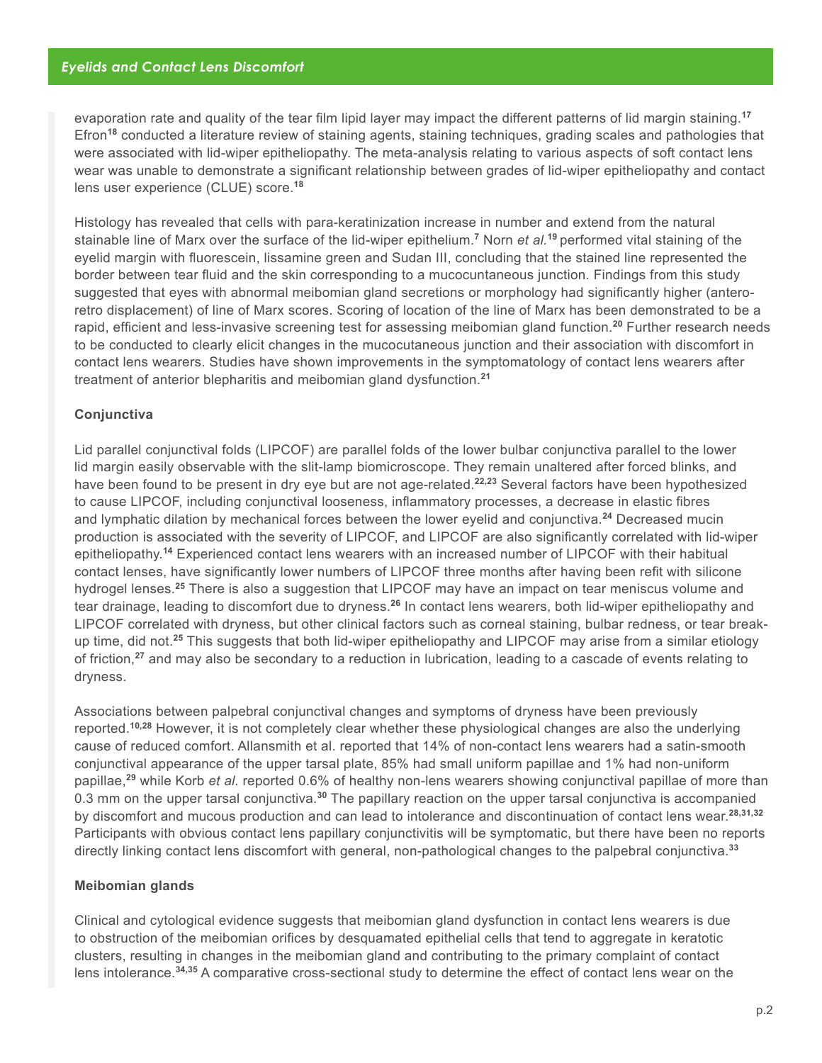evaporation rate and quality of the tear film lipid layer may impact the different patterns of lid margin staining.[17] Efron[18] conducted a literature review of staining agents, staining techniques, grading scales and pathologies that were associated with lid-wiper epitheliopathy. The meta-analysis relating to various aspects of soft contact lens wear was unable to demonstrate a significant relationship between grades of lid-wiper epitheliopathy and contact lens user experience (CLUE) score.[18]

Histology has revealed that cells with para-keratinization increase in number and extend from the natural stainable line of Marx over the surface of the lid-wiper epithelium.[7] Norn *et al.*[19] performed vital staining of the eyelid margin with fluorescein, lissamine green and Sudan III, concluding that the stained line represented the border between tear fluid and the skin corresponding to a mucocuntaneous junction. Findings from this study suggested that eyes with abnormal meibomian gland secretions or morphology had significantly higher (antero-retro displacement) of line of Marx scores. Scoring of location of the line of Marx has been demonstrated to be a rapid, efficient and less-invasive screening test for assessing meibomian gland function.[20] Further research needs to be conducted to clearly elicit changes in the mucocutaneous junction and their association with discomfort in contact lens wearers. Studies have shown improvements in the symptomatology of contact lens wearers after treatment of anterior blepharitis and meibomian gland dysfunction.[21]

### Conjunctiva

Lid parallel conjunctival folds (LIPCOF) are parallel folds of the lower bulbar conjunctiva parallel to the lower lid margin easily observable with the slit-lamp biomicroscope. They remain unaltered after forced blinks, and have been found to be present in dry eye but are not age-related.[22,23] Several factors have been hypothesized to cause LIPCOF, including conjunctival looseness, inflammatory processes, a decrease in elastic fibres and lymphatic dilation by mechanical forces between the lower eyelid and conjunctiva.[24] Decreased mucin production is associated with the severity of LIPCOF, and LIPCOF are also significantly correlated with lid-wiper epitheliopathy.[14] Experienced contact lens wearers with an increased number of LIPCOF with their habitual contact lenses, have significantly lower numbers of LIPCOF three months after having been refit with silicone hydrogel lenses.[25] There is also a suggestion that LIPCOF may have an impact on tear meniscus volume and tear drainage, leading to discomfort due to dryness.[26] In contact lens wearers, both lid-wiper epitheliopathy and LIPCOF correlated with dryness, but other clinical factors such as corneal staining, bulbar redness, or tear break-up time, did not.[25] This suggests that both lid-wiper epitheliopathy and LIPCOF may arise from a similar etiology of friction,[27] and may also be secondary to a reduction in lubrication, leading to a cascade of events relating to dryness.

Associations between palpebral conjunctival changes and symptoms of dryness have been previously reported.[10,28] However, it is not completely clear whether these physiological changes are also the underlying cause of reduced comfort. Allansmith et al. reported that 14% of non-contact lens wearers had a satin-smooth conjunctival appearance of the upper tarsal plate, 85% had small uniform papillae and 1% had non-uniform papillae,[29] while Korb *et al.* reported 0.6% of healthy non-lens wearers showing conjunctival papillae of more than 0.3 mm on the upper tarsal conjunctiva.[30] The papillary reaction on the upper tarsal conjunctiva is accompanied by discomfort and mucous production and can lead to intolerance and discontinuation of contact lens wear.[28,31,32] Participants with obvious contact lens papillary conjunctivitis will be symptomatic, but there have been no reports directly linking contact lens discomfort with general, non-pathological changes to the palpebral conjunctiva.[33]

### Meibomian glands

Clinical and cytological evidence suggests that meibomian gland dysfunction in contact lens wearers is due to obstruction of the meibomian orifices by desquamated epithelial cells that tend to aggregate in keratotic clusters, resulting in changes in the meibomian gland and contributing to the primary complaint of contact lens intolerance.[34,35] A comparative cross-sectional study to determine the effect of contact lens wear on the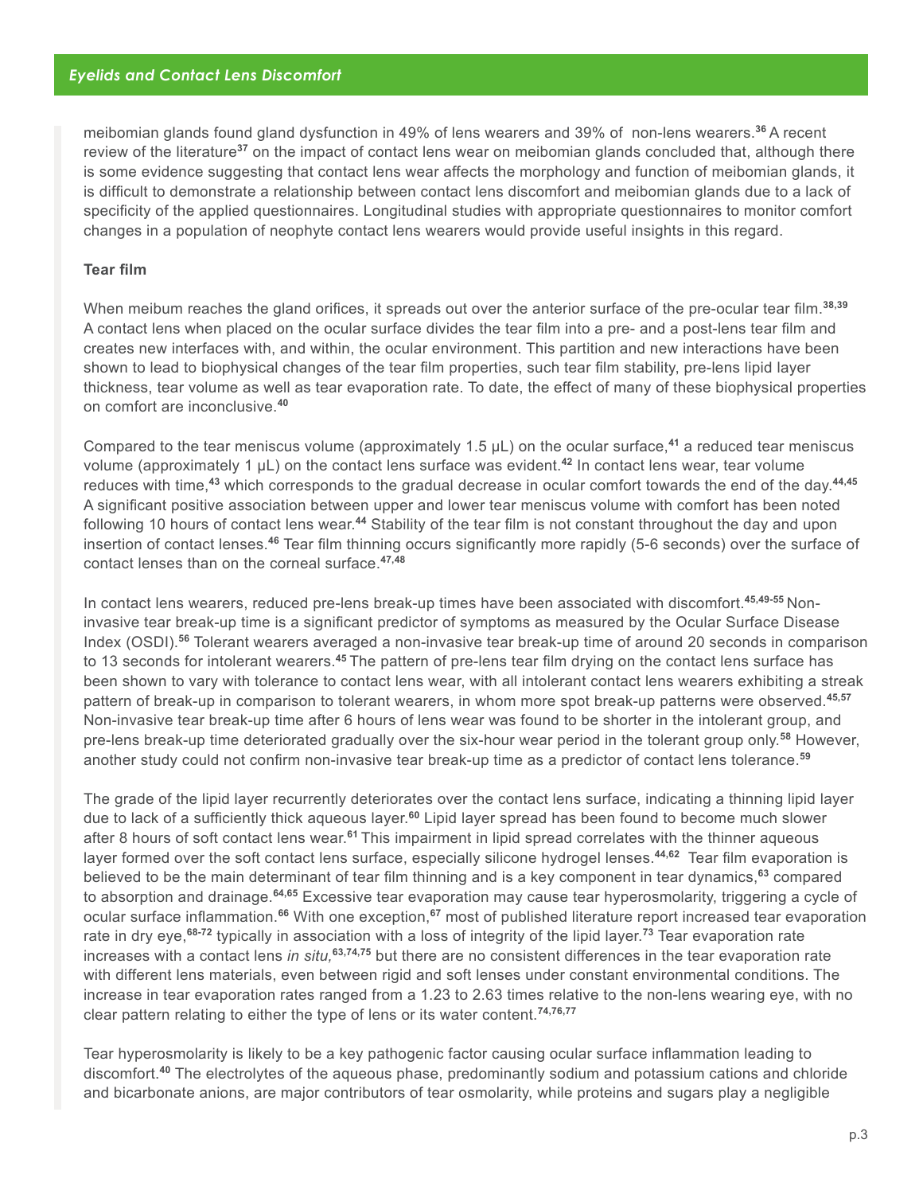meibomian glands found gland dysfunction in 49% of lens wearers and 39% of non-lens wearers.[36] A recent review of the literature[37] on the impact of contact lens wear on meibomian glands concluded that, although there is some evidence suggesting that contact lens wear affects the morphology and function of meibomian glands, it is difficult to demonstrate a relationship between contact lens discomfort and meibomian glands due to a lack of specificity of the applied questionnaires. Longitudinal studies with appropriate questionnaires to monitor comfort changes in a population of neophyte contact lens wearers would provide useful insights in this regard.

**Tear film**

When meibum reaches the gland orifices, it spreads out over the anterior surface of the pre-ocular tear film.[38,39] A contact lens when placed on the ocular surface divides the tear film into a pre- and a post-lens tear film and creates new interfaces with, and within, the ocular environment. This partition and new interactions have been shown to lead to biophysical changes of the tear film properties, such tear film stability, pre-lens lipid layer thickness, tear volume as well as tear evaporation rate. To date, the effect of many of these biophysical properties on comfort are inconclusive.[40]

Compared to the tear meniscus volume (approximately 1.5 μL) on the ocular surface,[41] a reduced tear meniscus volume (approximately 1 μL) on the contact lens surface was evident.[42] In contact lens wear, tear volume reduces with time,[43] which corresponds to the gradual decrease in ocular comfort towards the end of the day.[44,45] A significant positive association between upper and lower tear meniscus volume with comfort has been noted following 10 hours of contact lens wear.[44] Stability of the tear film is not constant throughout the day and upon insertion of contact lenses.[46] Tear film thinning occurs significantly more rapidly (5-6 seconds) over the surface of contact lenses than on the corneal surface.[47,48]

In contact lens wearers, reduced pre-lens break-up times have been associated with discomfort.[45,49-55] Non-invasive tear break-up time is a significant predictor of symptoms as measured by the Ocular Surface Disease Index (OSDI).[56] Tolerant wearers averaged a non-invasive tear break-up time of around 20 seconds in comparison to 13 seconds for intolerant wearers.[45] The pattern of pre-lens tear film drying on the contact lens surface has been shown to vary with tolerance to contact lens wear, with all intolerant contact lens wearers exhibiting a streak pattern of break-up in comparison to tolerant wearers, in whom more spot break-up patterns were observed.[45,57] Non-invasive tear break-up time after 6 hours of lens wear was found to be shorter in the intolerant group, and pre-lens break-up time deteriorated gradually over the six-hour wear period in the tolerant group only.[58] However, another study could not confirm non-invasive tear break-up time as a predictor of contact lens tolerance.[59]

The grade of the lipid layer recurrently deteriorates over the contact lens surface, indicating a thinning lipid layer due to lack of a sufficiently thick aqueous layer.[60] Lipid layer spread has been found to become much slower after 8 hours of soft contact lens wear.[61] This impairment in lipid spread correlates with the thinner aqueous layer formed over the soft contact lens surface, especially silicone hydrogel lenses.[44,62] Tear film evaporation is believed to be the main determinant of tear film thinning and is a key component in tear dynamics,[63] compared to absorption and drainage.[64,65] Excessive tear evaporation may cause tear hyperosmolarity, triggering a cycle of ocular surface inflammation.[66] With one exception,[67] most of published literature report increased tear evaporation rate in dry eye,[68-72] typically in association with a loss of integrity of the lipid layer.[73] Tear evaporation rate increases with a contact lens *in situ,*[63,74,75] but there are no consistent differences in the tear evaporation rate with different lens materials, even between rigid and soft lenses under constant environmental conditions. The increase in tear evaporation rates ranged from a 1.23 to 2.63 times relative to the non-lens wearing eye, with no clear pattern relating to either the type of lens or its water content.[74,76,77]

Tear hyperosmolarity is likely to be a key pathogenic factor causing ocular surface inflammation leading to discomfort.[40] The electrolytes of the aqueous phase, predominantly sodium and potassium cations and chloride and bicarbonate anions, are major contributors of tear osmolarity, while proteins and sugars play a negligible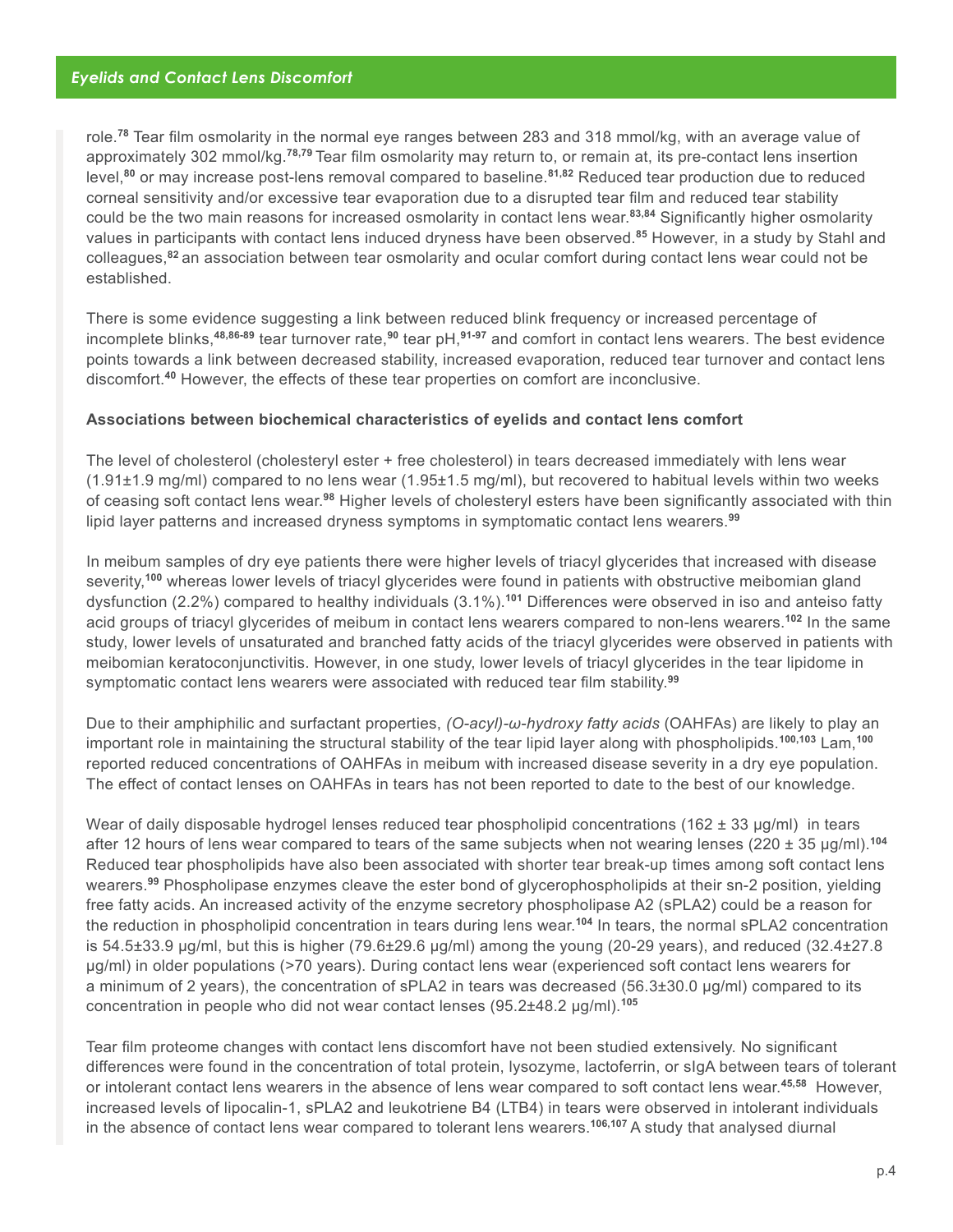role.[78] Tear film osmolarity in the normal eye ranges between 283 and 318 mmol/kg, with an average value of approximately 302 mmol/kg.[78,79] Tear film osmolarity may return to, or remain at, its pre-contact lens insertion level,[80] or may increase post-lens removal compared to baseline.[81,82] Reduced tear production due to reduced corneal sensitivity and/or excessive tear evaporation due to a disrupted tear film and reduced tear stability could be the two main reasons for increased osmolarity in contact lens wear.[83,84] Significantly higher osmolarity values in participants with contact lens induced dryness have been observed.[85] However, in a study by Stahl and colleagues,[82] an association between tear osmolarity and ocular comfort during contact lens wear could not be established.

There is some evidence suggesting a link between reduced blink frequency or increased percentage of incomplete blinks,[48,86-89] tear turnover rate,[90] tear pH,[91-97] and comfort in contact lens wearers. The best evidence points towards a link between decreased stability, increased evaporation, reduced tear turnover and contact lens discomfort.[40] However, the effects of these tear properties on comfort are inconclusive.

**Associations between biochemical characteristics of eyelids and contact lens comfort**

The level of cholesterol (cholesteryl ester + free cholesterol) in tears decreased immediately with lens wear (1.91±1.9 mg/ml) compared to no lens wear (1.95±1.5 mg/ml), but recovered to habitual levels within two weeks of ceasing soft contact lens wear.[98] Higher levels of cholesteryl esters have been significantly associated with thin lipid layer patterns and increased dryness symptoms in symptomatic contact lens wearers.[99]

In meibum samples of dry eye patients there were higher levels of triacyl glycerides that increased with disease severity,[100] whereas lower levels of triacyl glycerides were found in patients with obstructive meibomian gland dysfunction (2.2%) compared to healthy individuals (3.1%).[101] Differences were observed in iso and anteiso fatty acid groups of triacyl glycerides of meibum in contact lens wearers compared to non-lens wearers.[102] In the same study, lower levels of unsaturated and branched fatty acids of the triacyl glycerides were observed in patients with meibomian keratoconjunctivitis. However, in one study, lower levels of triacyl glycerides in the tear lipidome in symptomatic contact lens wearers were associated with reduced tear film stability.[99]

Due to their amphiphilic and surfactant properties, *(O-acyl)-ω-hydroxy fatty acids* (OAHFAs) are likely to play an important role in maintaining the structural stability of the tear lipid layer along with phospholipids.[100,103] Lam,[100] reported reduced concentrations of OAHFAs in meibum with increased disease severity in a dry eye population. The effect of contact lenses on OAHFAs in tears has not been reported to date to the best of our knowledge.

Wear of daily disposable hydrogel lenses reduced tear phospholipid concentrations (162 ± 33 μg/ml) in tears after 12 hours of lens wear compared to tears of the same subjects when not wearing lenses (220 ± 35 μg/ml).[104] Reduced tear phospholipids have also been associated with shorter tear break-up times among soft contact lens wearers.[99] Phospholipase enzymes cleave the ester bond of glycerophospholipids at their sn-2 position, yielding free fatty acids. An increased activity of the enzyme secretory phospholipase A2 (sPLA2) could be a reason for the reduction in phospholipid concentration in tears during lens wear.[104] In tears, the normal sPLA2 concentration is 54.5±33.9 μg/ml, but this is higher (79.6±29.6 μg/ml) among the young (20-29 years), and reduced (32.4±27.8 μg/ml) in older populations (>70 years). During contact lens wear (experienced soft contact lens wearers for a minimum of 2 years), the concentration of sPLA2 in tears was decreased (56.3±30.0 μg/ml) compared to its concentration in people who did not wear contact lenses (95.2±48.2 μg/ml).[105]

Tear film proteome changes with contact lens discomfort have not been studied extensively. No significant differences were found in the concentration of total protein, lysozyme, lactoferrin, or sIgA between tears of tolerant or intolerant contact lens wearers in the absence of lens wear compared to soft contact lens wear.[45,58] However, increased levels of lipocalin-1, sPLA2 and leukotriene B4 (LTB4) in tears were observed in intolerant individuals in the absence of contact lens wear compared to tolerant lens wearers.[106,107] A study that analysed diurnal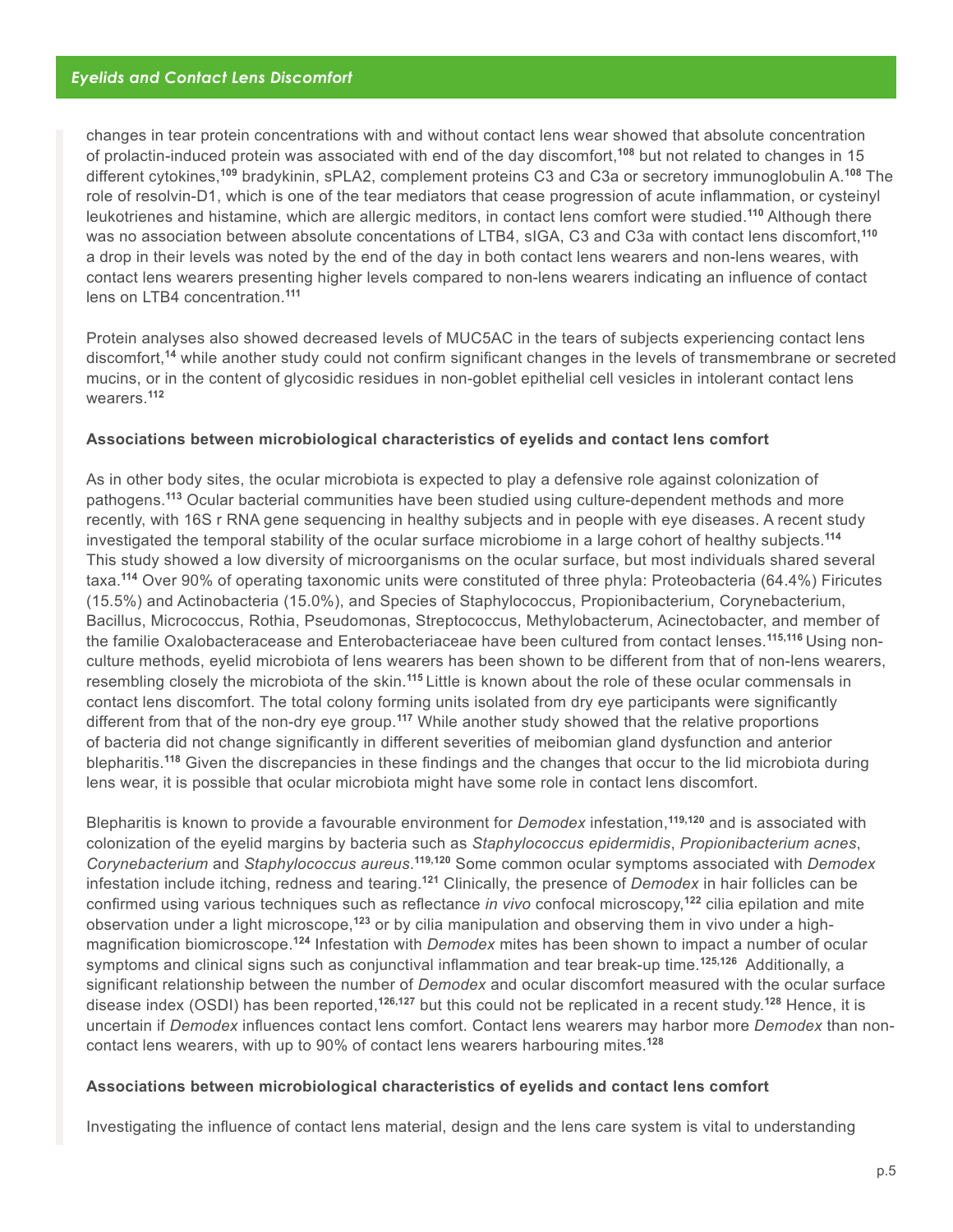changes in tear protein concentrations with and without contact lens wear showed that absolute concentration of prolactin-induced protein was associated with end of the day discomfort,[108] but not related to changes in 15 different cytokines,[109] bradykinin, sPLA2, complement proteins C3 and C3a or secretory immunoglobulin A.[108] The role of resolvin-D1, which is one of the tear mediators that cease progression of acute inflammation, or cysteinyl leukotrienes and histamine, which are allergic meditors, in contact lens comfort were studied.[110] Although there was no association between absolute concentations of LTB4, sIGA, C3 and C3a with contact lens discomfort,[110] a drop in their levels was noted by the end of the day in both contact lens wearers and non-lens weares, with contact lens wearers presenting higher levels compared to non-lens wearers indicating an influence of contact lens on LTB4 concentration.[111]

Protein analyses also showed decreased levels of MUC5AC in the tears of subjects experiencing contact lens discomfort,[14] while another study could not confirm significant changes in the levels of transmembrane or secreted mucins, or in the content of glycosidic residues in non-goblet epithelial cell vesicles in intolerant contact lens wearers.[112]

**Associations between microbiological characteristics of eyelids and contact lens comfort**

As in other body sites, the ocular microbiota is expected to play a defensive role against colonization of pathogens.[113] Ocular bacterial communities have been studied using culture-dependent methods and more recently, with 16S r RNA gene sequencing in healthy subjects and in people with eye diseases. A recent study investigated the temporal stability of the ocular surface microbiome in a large cohort of healthy subjects.[114] This study showed a low diversity of microorganisms on the ocular surface, but most individuals shared several taxa.[114] Over 90% of operating taxonomic units were constituted of three phyla: Proteobacteria (64.4%) Firicutes (15.5%) and Actinobacteria (15.0%), and Species of Staphylococcus, Propionibacterium, Corynebacterium, Bacillus, Micrococcus, Rothia, Pseudomonas, Streptococcus, Methylobacterium, Acinectobacter, and member of the familie Oxalobacteracease and Enterobacteriaceae have been cultured from contact lenses.[115,116] Using non-culture methods, eyelid microbiota of lens wearers has been shown to be different from that of non-lens wearers, resembling closely the microbiota of the skin.[115] Little is known about the role of these ocular commensals in contact lens discomfort. The total colony forming units isolated from dry eye participants were significantly different from that of the non-dry eye group.[117] While another study showed that the relative proportions of bacteria did not change significantly in different severities of meibomian gland dysfunction and anterior blepharitis.[118] Given the discrepancies in these findings and the changes that occur to the lid microbiota during lens wear, it is possible that ocular microbiota might have some role in contact lens discomfort.

Blepharitis is known to provide a favourable environment for *Demodex* infestation,[119,120] and is associated with colonization of the eyelid margins by bacteria such as *Staphylococcus epidermidis*, *Propionibacterium acnes*, *Corynebacterium* and *Staphylococcus aureus*.[119,120] Some common ocular symptoms associated with *Demodex* infestation include itching, redness and tearing.[121] Clinically, the presence of *Demodex* in hair follicles can be confirmed using various techniques such as reflectance *in vivo* confocal microscopy,[122] cilia epilation and mite observation under a light microscope,[123] or by cilia manipulation and observing them in vivo under a high-magnification biomicroscope.[124] Infestation with *Demodex* mites has been shown to impact a number of ocular symptoms and clinical signs such as conjunctival inflammation and tear break-up time.[125,126] Additionally, a significant relationship between the number of *Demodex* and ocular discomfort measured with the ocular surface disease index (OSDI) has been reported,[126,127] but this could not be replicated in a recent study.[128] Hence, it is uncertain if *Demodex* influences contact lens comfort. Contact lens wearers may harbor more *Demodex* than non-contact lens wearers, with up to 90% of contact lens wearers harbouring mites.[128]

**Associations between microbiological characteristics of eyelids and contact lens comfort**

Investigating the influence of contact lens material, design and the lens care system is vital to understanding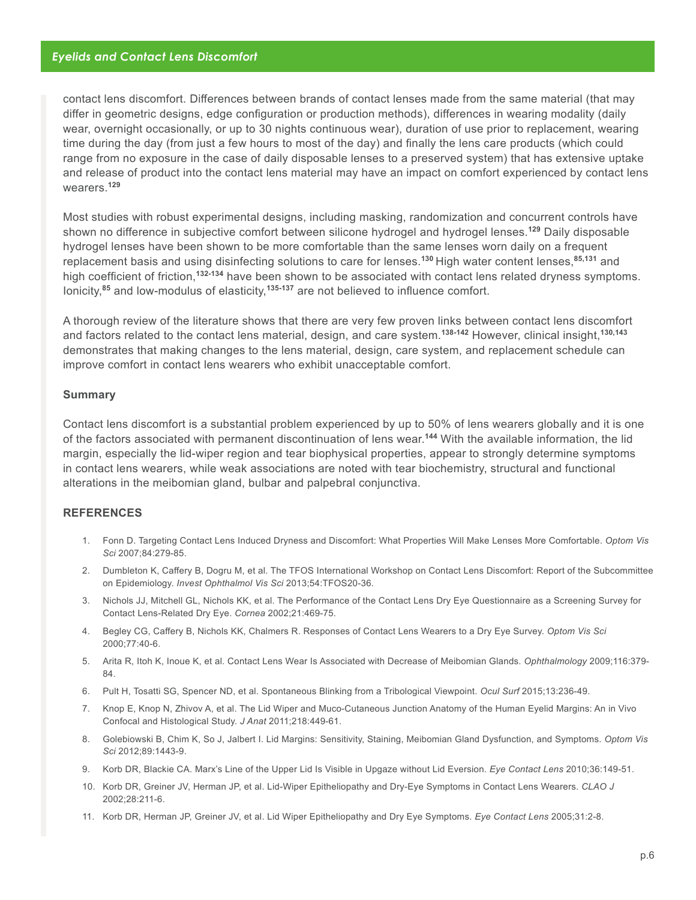contact lens discomfort. Differences between brands of contact lenses made from the same material (that may differ in geometric designs, edge configuration or production methods), differences in wearing modality (daily wear, overnight occasionally, or up to 30 nights continuous wear), duration of use prior to replacement, wearing time during the day (from just a few hours to most of the day) and finally the lens care products (which could range from no exposure in the case of daily disposable lenses to a preserved system) that has extensive uptake and release of product into the contact lens material may have an impact on comfort experienced by contact lens wearers.[129]

Most studies with robust experimental designs, including masking, randomization and concurrent controls have shown no difference in subjective comfort between silicone hydrogel and hydrogel lenses.[129] Daily disposable hydrogel lenses have been shown to be more comfortable than the same lenses worn daily on a frequent replacement basis and using disinfecting solutions to care for lenses.[130] High water content lenses,[85,131] and high coefficient of friction,[132-134] have been shown to be associated with contact lens related dryness symptoms. Ionicity,[85] and low-modulus of elasticity,[135-137] are not believed to influence comfort.

A thorough review of the literature shows that there are very few proven links between contact lens discomfort and factors related to the contact lens material, design, and care system.[138-142] However, clinical insight,[130,143] demonstrates that making changes to the lens material, design, care system, and replacement schedule can improve comfort in contact lens wearers who exhibit unacceptable comfort.

### Summary

Contact lens discomfort is a substantial problem experienced by up to 50% of lens wearers globally and it is one of the factors associated with permanent discontinuation of lens wear.[144] With the available information, the lid margin, especially the lid-wiper region and tear biophysical properties, appear to strongly determine symptoms in contact lens wearers, while weak associations are noted with tear biochemistry, structural and functional alterations in the meibomian gland, bulbar and palpebral conjunctiva.

## REFERENCES

1. Fonn D. Targeting Contact Lens Induced Dryness and Discomfort: What Properties Will Make Lenses More Comfortable. *Optom Vis Sci* 2007;84:279-85.
2. Dumbleton K, Caffery B, Dogru M, et al. The TFOS International Workshop on Contact Lens Discomfort: Report of the Subcommittee on Epidemiology. *Invest Ophthalmol Vis Sci* 2013;54:TFOS20-36.
3. Nichols JJ, Mitchell GL, Nichols KK, et al. The Performance of the Contact Lens Dry Eye Questionnaire as a Screening Survey for Contact Lens-Related Dry Eye. *Cornea* 2002;21:469-75.
4. Begley CG, Caffery B, Nichols KK, Chalmers R. Responses of Contact Lens Wearers to a Dry Eye Survey. *Optom Vis Sci* 2000;77:40-6.
5. Arita R, Itoh K, Inoue K, et al. Contact Lens Wear Is Associated with Decrease of Meibomian Glands. *Ophthalmology* 2009;116:379-84.
6. Pult H, Tosatti SG, Spencer ND, et al. Spontaneous Blinking from a Tribological Viewpoint. *Ocul Surf* 2015;13:236-49.
7. Knop E, Knop N, Zhivov A, et al. The Lid Wiper and Muco-Cutaneous Junction Anatomy of the Human Eyelid Margins: An in Vivo Confocal and Histological Study. *J Anat* 2011;218:449-61.
8. Golebiowski B, Chim K, So J, Jalbert I. Lid Margins: Sensitivity, Staining, Meibomian Gland Dysfunction, and Symptoms. *Optom Vis Sci* 2012;89:1443-9.
9. Korb DR, Blackie CA. Marx's Line of the Upper Lid Is Visible in Upgaze without Lid Eversion. *Eye Contact Lens* 2010;36:149-51.
10. Korb DR, Greiner JV, Herman JP, et al. Lid-Wiper Epitheliopathy and Dry-Eye Symptoms in Contact Lens Wearers. *CLAO J* 2002;28:211-6.
11. Korb DR, Herman JP, Greiner JV, et al. Lid Wiper Epitheliopathy and Dry Eye Symptoms. *Eye Contact Lens* 2005;31:2-8.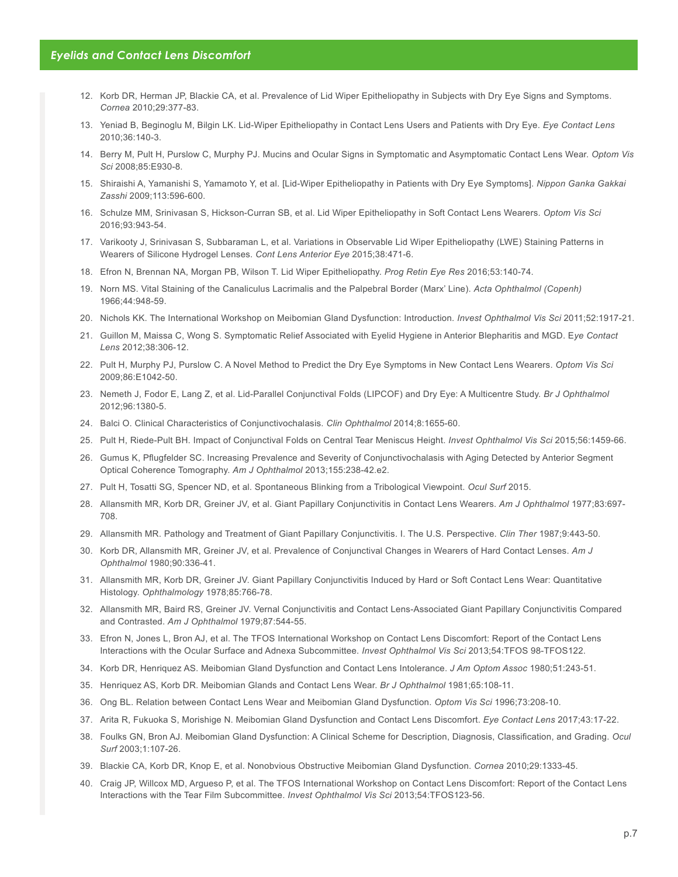12. Korb DR, Herman JP, Blackie CA, et al. Prevalence of Lid Wiper Epitheliopathy in Subjects with Dry Eye Signs and Symptoms. *Cornea* 2010;29:377-83.
13. Yeniad B, Beginoglu M, Bilgin LK. Lid-Wiper Epitheliopathy in Contact Lens Users and Patients with Dry Eye. *Eye Contact Lens* 2010;36:140-3.
14. Berry M, Pult H, Purslow C, Murphy PJ. Mucins and Ocular Signs in Symptomatic and Asymptomatic Contact Lens Wear. *Optom Vis Sci* 2008;85:E930-8.
15. Shiraishi A, Yamanishi S, Yamamoto Y, et al. [Lid-Wiper Epitheliopathy in Patients with Dry Eye Symptoms]. *Nippon Ganka Gakkai Zasshi* 2009;113:596-600.
16. Schulze MM, Srinivasan S, Hickson-Curran SB, et al. Lid Wiper Epitheliopathy in Soft Contact Lens Wearers. *Optom Vis Sci* 2016;93:943-54.
17. Varikooty J, Srinivasan S, Subbaraman L, et al. Variations in Observable Lid Wiper Epitheliopathy (LWE) Staining Patterns in Wearers of Silicone Hydrogel Lenses. *Cont Lens Anterior Eye* 2015;38:471-6.
18. Efron N, Brennan NA, Morgan PB, Wilson T. Lid Wiper Epitheliopathy. *Prog Retin Eye Res* 2016;53:140-74.
19. Norn MS. Vital Staining of the Canaliculus Lacrimalis and the Palpebral Border (Marx' Line). *Acta Ophthalmol (Copenh)* 1966;44:948-59.
20. Nichols KK. The International Workshop on Meibomian Gland Dysfunction: Introduction. *Invest Ophthalmol Vis Sci* 2011;52:1917-21.
21. Guillon M, Maissa C, Wong S. Symptomatic Relief Associated with Eyelid Hygiene in Anterior Blepharitis and MGD. E*ye Contact Lens* 2012;38:306-12.
22. Pult H, Murphy PJ, Purslow C. A Novel Method to Predict the Dry Eye Symptoms in New Contact Lens Wearers. *Optom Vis Sci* 2009;86:E1042-50.
23. Nemeth J, Fodor E, Lang Z, et al. Lid-Parallel Conjunctival Folds (LIPCOF) and Dry Eye: A Multicentre Study. *Br J Ophthalmol* 2012;96:1380-5.
24. Balci O. Clinical Characteristics of Conjunctivochalasis. *Clin Ophthalmol* 2014;8:1655-60.
25. Pult H, Riede-Pult BH. Impact of Conjunctival Folds on Central Tear Meniscus Height. *Invest Ophthalmol Vis Sci* 2015;56:1459-66.
26. Gumus K, Pflugfelder SC. Increasing Prevalence and Severity of Conjunctivochalasis with Aging Detected by Anterior Segment Optical Coherence Tomography. *Am J Ophthalmol* 2013;155:238-42.e2.
27. Pult H, Tosatti SG, Spencer ND, et al. Spontaneous Blinking from a Tribological Viewpoint. *Ocul Surf* 2015.
28. Allansmith MR, Korb DR, Greiner JV, et al. Giant Papillary Conjunctivitis in Contact Lens Wearers. *Am J Ophthalmol* 1977;83:697-708.
29. Allansmith MR. Pathology and Treatment of Giant Papillary Conjunctivitis. I. The U.S. Perspective. *Clin Ther* 1987;9:443-50.
30. Korb DR, Allansmith MR, Greiner JV, et al. Prevalence of Conjunctival Changes in Wearers of Hard Contact Lenses. *Am J Ophthalmol* 1980;90:336-41.
31. Allansmith MR, Korb DR, Greiner JV. Giant Papillary Conjunctivitis Induced by Hard or Soft Contact Lens Wear: Quantitative Histology. *Ophthalmology* 1978;85:766-78.
32. Allansmith MR, Baird RS, Greiner JV. Vernal Conjunctivitis and Contact Lens-Associated Giant Papillary Conjunctivitis Compared and Contrasted. *Am J Ophthalmol* 1979;87:544-55.
33. Efron N, Jones L, Bron AJ, et al. The TFOS International Workshop on Contact Lens Discomfort: Report of the Contact Lens Interactions with the Ocular Surface and Adnexa Subcommittee. *Invest Ophthalmol Vis Sci* 2013;54:TFOS 98-TFOS122.
34. Korb DR, Henriquez AS. Meibomian Gland Dysfunction and Contact Lens Intolerance. *J Am Optom Assoc* 1980;51:243-51.
35. Henriquez AS, Korb DR. Meibomian Glands and Contact Lens Wear. *Br J Ophthalmol* 1981;65:108-11.
36. Ong BL. Relation between Contact Lens Wear and Meibomian Gland Dysfunction. *Optom Vis Sci* 1996;73:208-10.
37. Arita R, Fukuoka S, Morishige N. Meibomian Gland Dysfunction and Contact Lens Discomfort. *Eye Contact Lens* 2017;43:17-22.
38. Foulks GN, Bron AJ. Meibomian Gland Dysfunction: A Clinical Scheme for Description, Diagnosis, Classification, and Grading. *Ocul Surf* 2003;1:107-26.
39. Blackie CA, Korb DR, Knop E, et al. Nonobvious Obstructive Meibomian Gland Dysfunction. *Cornea* 2010;29:1333-45.
40. Craig JP, Willcox MD, Argueso P, et al. The TFOS International Workshop on Contact Lens Discomfort: Report of the Contact Lens Interactions with the Tear Film Subcommittee. *Invest Ophthalmol Vis Sci* 2013;54:TFOS123-56.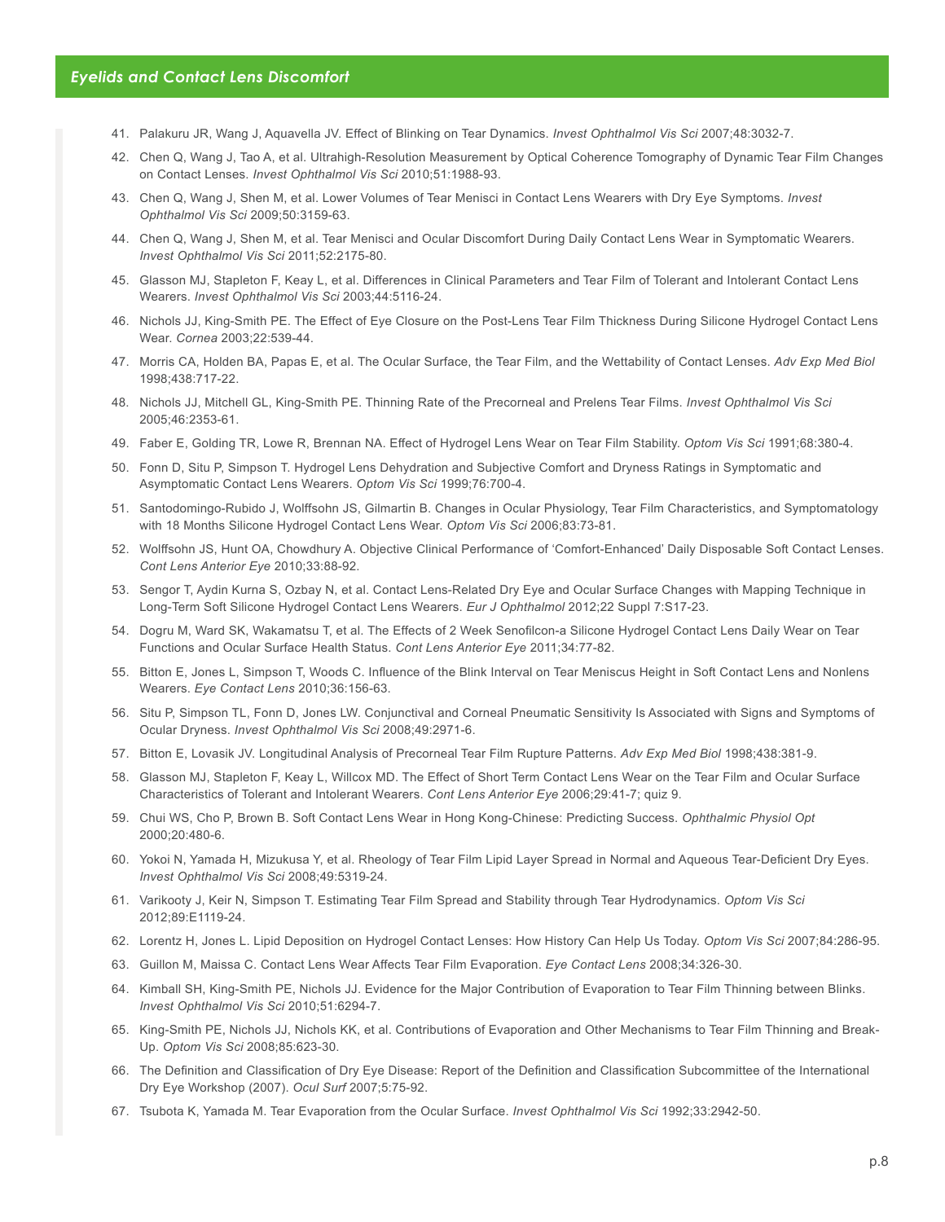41. Palakuru JR, Wang J, Aquavella JV. Effect of Blinking on Tear Dynamics. *Invest Ophthalmol Vis Sci* 2007;48:3032-7.
42. Chen Q, Wang J, Tao A, et al. Ultrahigh-Resolution Measurement by Optical Coherence Tomography of Dynamic Tear Film Changes on Contact Lenses. *Invest Ophthalmol Vis Sci* 2010;51:1988-93.
43. Chen Q, Wang J, Shen M, et al. Lower Volumes of Tear Menisci in Contact Lens Wearers with Dry Eye Symptoms. *Invest Ophthalmol Vis Sci* 2009;50:3159-63.
44. Chen Q, Wang J, Shen M, et al. Tear Menisci and Ocular Discomfort During Daily Contact Lens Wear in Symptomatic Wearers. *Invest Ophthalmol Vis Sci* 2011;52:2175-80.
45. Glasson MJ, Stapleton F, Keay L, et al. Differences in Clinical Parameters and Tear Film of Tolerant and Intolerant Contact Lens Wearers. *Invest Ophthalmol Vis Sci* 2003;44:5116-24.
46. Nichols JJ, King-Smith PE. The Effect of Eye Closure on the Post-Lens Tear Film Thickness During Silicone Hydrogel Contact Lens Wear. *Cornea* 2003;22:539-44.
47. Morris CA, Holden BA, Papas E, et al. The Ocular Surface, the Tear Film, and the Wettability of Contact Lenses. *Adv Exp Med Biol* 1998;438:717-22.
48. Nichols JJ, Mitchell GL, King-Smith PE. Thinning Rate of the Precorneal and Prelens Tear Films. *Invest Ophthalmol Vis Sci* 2005;46:2353-61.
49. Faber E, Golding TR, Lowe R, Brennan NA. Effect of Hydrogel Lens Wear on Tear Film Stability. *Optom Vis Sci* 1991;68:380-4.
50. Fonn D, Situ P, Simpson T. Hydrogel Lens Dehydration and Subjective Comfort and Dryness Ratings in Symptomatic and Asymptomatic Contact Lens Wearers. *Optom Vis Sci* 1999;76:700-4.
51. Santodomingo-Rubido J, Wolffsohn JS, Gilmartin B. Changes in Ocular Physiology, Tear Film Characteristics, and Symptomatology with 18 Months Silicone Hydrogel Contact Lens Wear. *Optom Vis Sci* 2006;83:73-81.
52. Wolffsohn JS, Hunt OA, Chowdhury A. Objective Clinical Performance of 'Comfort-Enhanced' Daily Disposable Soft Contact Lenses. *Cont Lens Anterior Eye* 2010;33:88-92.
53. Sengor T, Aydin Kurna S, Ozbay N, et al. Contact Lens-Related Dry Eye and Ocular Surface Changes with Mapping Technique in Long-Term Soft Silicone Hydrogel Contact Lens Wearers. *Eur J Ophthalmol* 2012;22 Suppl 7:S17-23.
54. Dogru M, Ward SK, Wakamatsu T, et al. The Effects of 2 Week Senofilcon-a Silicone Hydrogel Contact Lens Daily Wear on Tear Functions and Ocular Surface Health Status. *Cont Lens Anterior Eye* 2011;34:77-82.
55. Bitton E, Jones L, Simpson T, Woods C. Influence of the Blink Interval on Tear Meniscus Height in Soft Contact Lens and Nonlens Wearers. *Eye Contact Lens* 2010;36:156-63.
56. Situ P, Simpson TL, Fonn D, Jones LW. Conjunctival and Corneal Pneumatic Sensitivity Is Associated with Signs and Symptoms of Ocular Dryness. *Invest Ophthalmol Vis Sci* 2008;49:2971-6.
57. Bitton E, Lovasik JV. Longitudinal Analysis of Precorneal Tear Film Rupture Patterns. *Adv Exp Med Biol* 1998;438:381-9.
58. Glasson MJ, Stapleton F, Keay L, Willcox MD. The Effect of Short Term Contact Lens Wear on the Tear Film and Ocular Surface Characteristics of Tolerant and Intolerant Wearers. *Cont Lens Anterior Eye* 2006;29:41-7; quiz 9.
59. Chui WS, Cho P, Brown B. Soft Contact Lens Wear in Hong Kong-Chinese: Predicting Success. *Ophthalmic Physiol Opt* 2000;20:480-6.
60. Yokoi N, Yamada H, Mizukusa Y, et al. Rheology of Tear Film Lipid Layer Spread in Normal and Aqueous Tear-Deficient Dry Eyes. *Invest Ophthalmol Vis Sci* 2008;49:5319-24.
61. Varikooty J, Keir N, Simpson T. Estimating Tear Film Spread and Stability through Tear Hydrodynamics. *Optom Vis Sci* 2012;89:E1119-24.
62. Lorentz H, Jones L. Lipid Deposition on Hydrogel Contact Lenses: How History Can Help Us Today. *Optom Vis Sci* 2007;84:286-95.
63. Guillon M, Maissa C. Contact Lens Wear Affects Tear Film Evaporation. *Eye Contact Lens* 2008;34:326-30.
64. Kimball SH, King-Smith PE, Nichols JJ. Evidence for the Major Contribution of Evaporation to Tear Film Thinning between Blinks. *Invest Ophthalmol Vis Sci* 2010;51:6294-7.
65. King-Smith PE, Nichols JJ, Nichols KK, et al. Contributions of Evaporation and Other Mechanisms to Tear Film Thinning and Break-Up. *Optom Vis Sci* 2008;85:623-30.
66. The Definition and Classification of Dry Eye Disease: Report of the Definition and Classification Subcommittee of the International Dry Eye Workshop (2007). *Ocul Surf* 2007;5:75-92.
67. Tsubota K, Yamada M. Tear Evaporation from the Ocular Surface. *Invest Ophthalmol Vis Sci* 1992;33:2942-50.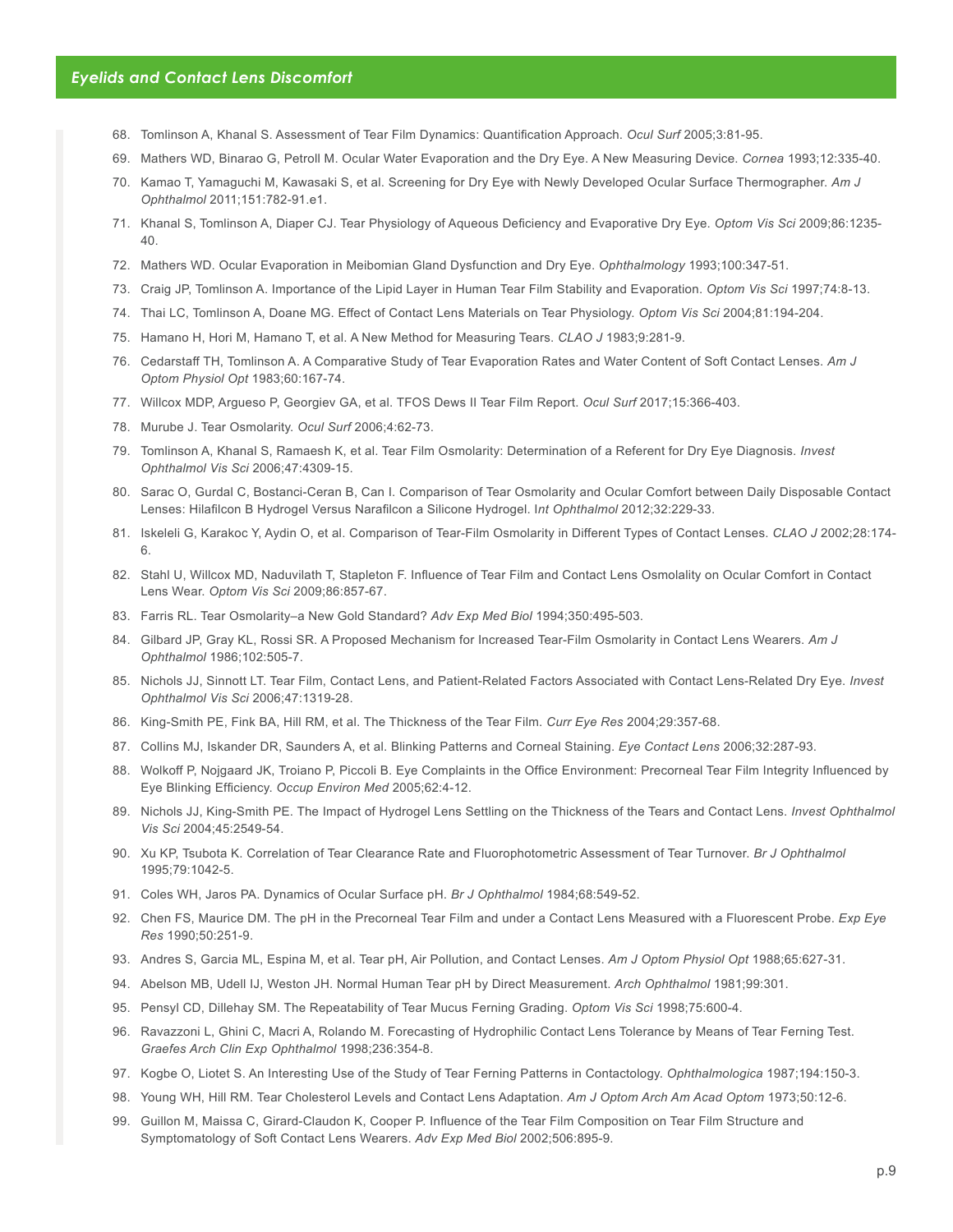68. Tomlinson A, Khanal S. Assessment of Tear Film Dynamics: Quantification Approach. *Ocul Surf* 2005;3:81-95.
69. Mathers WD, Binarao G, Petroll M. Ocular Water Evaporation and the Dry Eye. A New Measuring Device. *Cornea* 1993;12:335-40.
70. Kamao T, Yamaguchi M, Kawasaki S, et al. Screening for Dry Eye with Newly Developed Ocular Surface Thermographer. *Am J Ophthalmol* 2011;151:782-91.e1.
71. Khanal S, Tomlinson A, Diaper CJ. Tear Physiology of Aqueous Deficiency and Evaporative Dry Eye. *Optom Vis Sci* 2009;86:1235-40.
72. Mathers WD. Ocular Evaporation in Meibomian Gland Dysfunction and Dry Eye. *Ophthalmology* 1993;100:347-51.
73. Craig JP, Tomlinson A. Importance of the Lipid Layer in Human Tear Film Stability and Evaporation. *Optom Vis Sci* 1997;74:8-13.
74. Thai LC, Tomlinson A, Doane MG. Effect of Contact Lens Materials on Tear Physiology. *Optom Vis Sci* 2004;81:194-204.
75. Hamano H, Hori M, Hamano T, et al. A New Method for Measuring Tears. *CLAO J* 1983;9:281-9.
76. Cedarstaff TH, Tomlinson A. A Comparative Study of Tear Evaporation Rates and Water Content of Soft Contact Lenses. *Am J Optom Physiol Opt* 1983;60:167-74.
77. Willcox MDP, Argueso P, Georgiev GA, et al. TFOS Dews II Tear Film Report. *Ocul Surf* 2017;15:366-403.
78. Murube J. Tear Osmolarity. *Ocul Surf* 2006;4:62-73.
79. Tomlinson A, Khanal S, Ramaesh K, et al. Tear Film Osmolarity: Determination of a Referent for Dry Eye Diagnosis. *Invest Ophthalmol Vis Sci* 2006;47:4309-15.
80. Sarac O, Gurdal C, Bostanci-Ceran B, Can I. Comparison of Tear Osmolarity and Ocular Comfort between Daily Disposable Contact Lenses: Hilafilcon B Hydrogel Versus Narafilcon a Silicone Hydrogel. I*nt Ophthalmol* 2012;32:229-33.
81. Iskeleli G, Karakoc Y, Aydin O, et al. Comparison of Tear-Film Osmolarity in Different Types of Contact Lenses. *CLAO J* 2002;28:174-6.
82. Stahl U, Willcox MD, Naduvilath T, Stapleton F. Influence of Tear Film and Contact Lens Osmolality on Ocular Comfort in Contact Lens Wear. *Optom Vis Sci* 2009;86:857-67.
83. Farris RL. Tear Osmolarity–a New Gold Standard? *Adv Exp Med Biol* 1994;350:495-503.
84. Gilbard JP, Gray KL, Rossi SR. A Proposed Mechanism for Increased Tear-Film Osmolarity in Contact Lens Wearers. *Am J Ophthalmol* 1986;102:505-7.
85. Nichols JJ, Sinnott LT. Tear Film, Contact Lens, and Patient-Related Factors Associated with Contact Lens-Related Dry Eye. *Invest Ophthalmol Vis Sci* 2006;47:1319-28.
86. King-Smith PE, Fink BA, Hill RM, et al. The Thickness of the Tear Film. *Curr Eye Res* 2004;29:357-68.
87. Collins MJ, Iskander DR, Saunders A, et al. Blinking Patterns and Corneal Staining. *Eye Contact Lens* 2006;32:287-93.
88. Wolkoff P, Nojgaard JK, Troiano P, Piccoli B. Eye Complaints in the Office Environment: Precorneal Tear Film Integrity Influenced by Eye Blinking Efficiency. *Occup Environ Med* 2005;62:4-12.
89. Nichols JJ, King-Smith PE. The Impact of Hydrogel Lens Settling on the Thickness of the Tears and Contact Lens. *Invest Ophthalmol Vis Sci* 2004;45:2549-54.
90. Xu KP, Tsubota K. Correlation of Tear Clearance Rate and Fluorophotometric Assessment of Tear Turnover. *Br J Ophthalmol* 1995;79:1042-5.
91. Coles WH, Jaros PA. Dynamics of Ocular Surface pH. *Br J Ophthalmol* 1984;68:549-52.
92. Chen FS, Maurice DM. The pH in the Precorneal Tear Film and under a Contact Lens Measured with a Fluorescent Probe. *Exp Eye Res* 1990;50:251-9.
93. Andres S, Garcia ML, Espina M, et al. Tear pH, Air Pollution, and Contact Lenses. *Am J Optom Physiol Opt* 1988;65:627-31.
94. Abelson MB, Udell IJ, Weston JH. Normal Human Tear pH by Direct Measurement. *Arch Ophthalmol* 1981;99:301.
95. Pensyl CD, Dillehay SM. The Repeatability of Tear Mucus Ferning Grading. *Optom Vis Sci* 1998;75:600-4.
96. Ravazzoni L, Ghini C, Macri A, Rolando M. Forecasting of Hydrophilic Contact Lens Tolerance by Means of Tear Ferning Test. *Graefes Arch Clin Exp Ophthalmol* 1998;236:354-8.
97. Kogbe O, Liotet S. An Interesting Use of the Study of Tear Ferning Patterns in Contactology. *Ophthalmologica* 1987;194:150-3.
98. Young WH, Hill RM. Tear Cholesterol Levels and Contact Lens Adaptation. *Am J Optom Arch Am Acad Optom* 1973;50:12-6.
99. Guillon M, Maissa C, Girard-Claudon K, Cooper P. Influence of the Tear Film Composition on Tear Film Structure and Symptomatology of Soft Contact Lens Wearers. *Adv Exp Med Biol* 2002;506:895-9.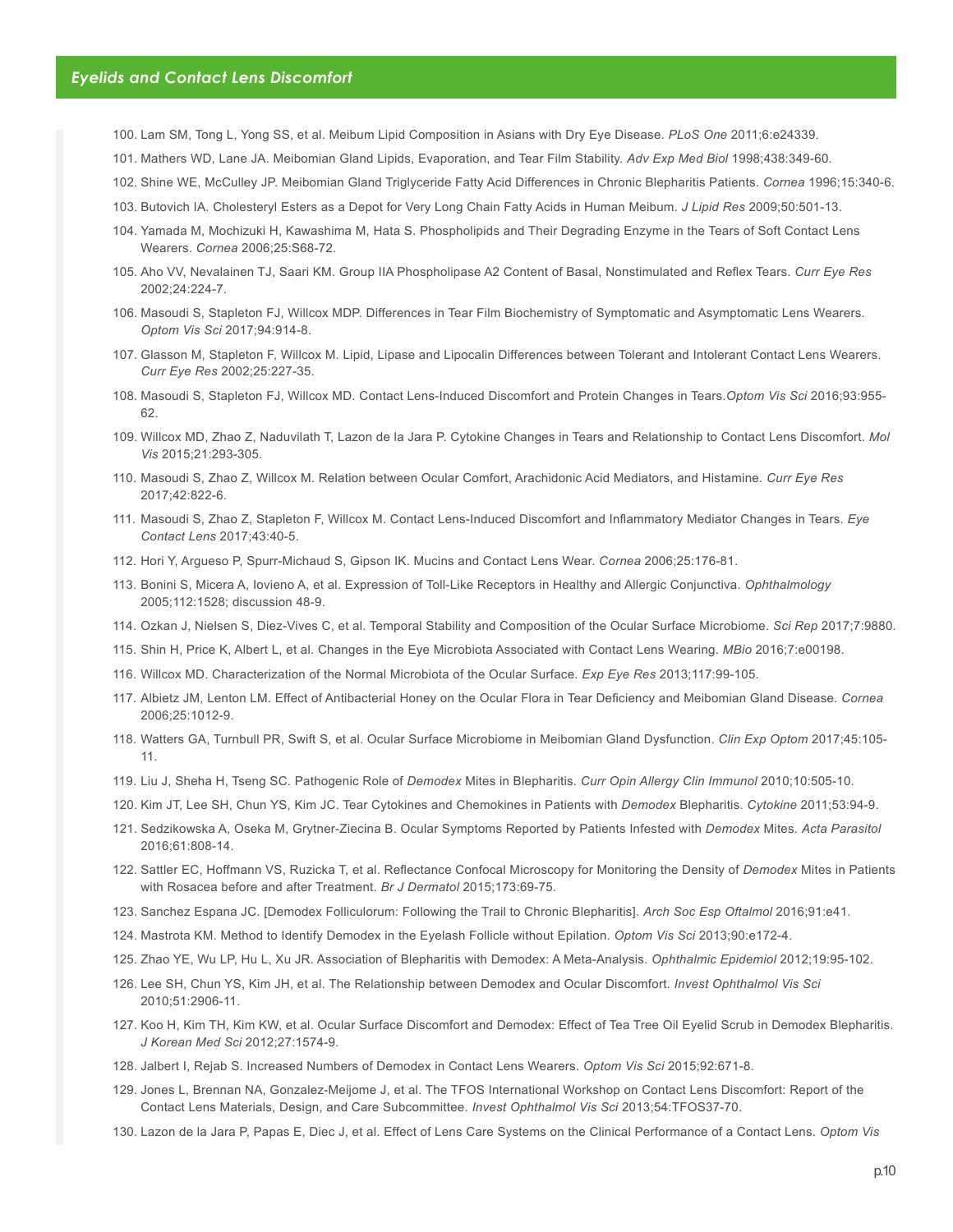100. Lam SM, Tong L, Yong SS, et al. Meibum Lipid Composition in Asians with Dry Eye Disease. *PLoS One* 2011;6:e24339.
101. Mathers WD, Lane JA. Meibomian Gland Lipids, Evaporation, and Tear Film Stability. *Adv Exp Med Biol* 1998;438:349-60.
102. Shine WE, McCulley JP. Meibomian Gland Triglyceride Fatty Acid Differences in Chronic Blepharitis Patients. *Cornea* 1996;15:340-6.
103. Butovich IA. Cholesteryl Esters as a Depot for Very Long Chain Fatty Acids in Human Meibum. *J Lipid Res* 2009;50:501-13.
104. Yamada M, Mochizuki H, Kawashima M, Hata S. Phospholipids and Their Degrading Enzyme in the Tears of Soft Contact Lens Wearers. *Cornea* 2006;25:S68-72.
105. Aho VV, Nevalainen TJ, Saari KM. Group IIA Phospholipase A2 Content of Basal, Nonstimulated and Reflex Tears. *Curr Eye Res* 2002;24:224-7.
106. Masoudi S, Stapleton FJ, Willcox MDP. Differences in Tear Film Biochemistry of Symptomatic and Asymptomatic Lens Wearers. *Optom Vis Sci* 2017;94:914-8.
107. Glasson M, Stapleton F, Willcox M. Lipid, Lipase and Lipocalin Differences between Tolerant and Intolerant Contact Lens Wearers. *Curr Eye Res* 2002;25:227-35.
108. Masoudi S, Stapleton FJ, Willcox MD. Contact Lens-Induced Discomfort and Protein Changes in Tears.*Optom Vis Sci* 2016;93:955-62.
109. Willcox MD, Zhao Z, Naduvilath T, Lazon de la Jara P. Cytokine Changes in Tears and Relationship to Contact Lens Discomfort. *Mol Vis* 2015;21:293-305.
110. Masoudi S, Zhao Z, Willcox M. Relation between Ocular Comfort, Arachidonic Acid Mediators, and Histamine. *Curr Eye Res* 2017;42:822-6.
111. Masoudi S, Zhao Z, Stapleton F, Willcox M. Contact Lens-Induced Discomfort and Inflammatory Mediator Changes in Tears. *Eye Contact Lens* 2017;43:40-5.
112. Hori Y, Argueso P, Spurr-Michaud S, Gipson IK. Mucins and Contact Lens Wear. *Cornea* 2006;25:176-81.
113. Bonini S, Micera A, Iovieno A, et al. Expression of Toll-Like Receptors in Healthy and Allergic Conjunctiva. *Ophthalmology* 2005;112:1528; discussion 48-9.
114. Ozkan J, Nielsen S, Diez-Vives C, et al. Temporal Stability and Composition of the Ocular Surface Microbiome. *Sci Rep* 2017;7:9880.
115. Shin H, Price K, Albert L, et al. Changes in the Eye Microbiota Associated with Contact Lens Wearing. *MBio* 2016;7:e00198.
116. Willcox MD. Characterization of the Normal Microbiota of the Ocular Surface. *Exp Eye Res* 2013;117:99-105.
117. Albietz JM, Lenton LM. Effect of Antibacterial Honey on the Ocular Flora in Tear Deficiency and Meibomian Gland Disease. *Cornea* 2006;25:1012-9.
118. Watters GA, Turnbull PR, Swift S, et al. Ocular Surface Microbiome in Meibomian Gland Dysfunction. *Clin Exp Optom* 2017;45:105-11.
119. Liu J, Sheha H, Tseng SC. Pathogenic Role of *Demodex* Mites in Blepharitis. *Curr Opin Allergy Clin Immunol* 2010;10:505-10.
120. Kim JT, Lee SH, Chun YS, Kim JC. Tear Cytokines and Chemokines in Patients with *Demodex* Blepharitis. *Cytokine* 2011;53:94-9.
121. Sedzikowska A, Oseka M, Grytner-Ziecina B. Ocular Symptoms Reported by Patients Infested with *Demodex* Mites. *Acta Parasitol* 2016;61:808-14.
122. Sattler EC, Hoffmann VS, Ruzicka T, et al. Reflectance Confocal Microscopy for Monitoring the Density of *Demodex* Mites in Patients with Rosacea before and after Treatment. *Br J Dermatol* 2015;173:69-75.
123. Sanchez Espana JC. [Demodex Folliculorum: Following the Trail to Chronic Blepharitis]. *Arch Soc Esp Oftalmol* 2016;91:e41.
124. Mastrota KM. Method to Identify Demodex in the Eyelash Follicle without Epilation. *Optom Vis Sci* 2013;90:e172-4.
125. Zhao YE, Wu LP, Hu L, Xu JR. Association of Blepharitis with Demodex: A Meta-Analysis. *Ophthalmic Epidemiol* 2012;19:95-102.
126. Lee SH, Chun YS, Kim JH, et al. The Relationship between Demodex and Ocular Discomfort. *Invest Ophthalmol Vis Sci* 2010;51:2906-11.
127. Koo H, Kim TH, Kim KW, et al. Ocular Surface Discomfort and Demodex: Effect of Tea Tree Oil Eyelid Scrub in Demodex Blepharitis. *J Korean Med Sci* 2012;27:1574-9.
128. Jalbert I, Rejab S. Increased Numbers of Demodex in Contact Lens Wearers. *Optom Vis Sci* 2015;92:671-8.
129. Jones L, Brennan NA, Gonzalez-Meijome J, et al. The TFOS International Workshop on Contact Lens Discomfort: Report of the Contact Lens Materials, Design, and Care Subcommittee. *Invest Ophthalmol Vis Sci* 2013;54:TFOS37-70.
130. Lazon de la Jara P, Papas E, Diec J, et al. Effect of Lens Care Systems on the Clinical Performance of a Contact Lens. *Optom Vis*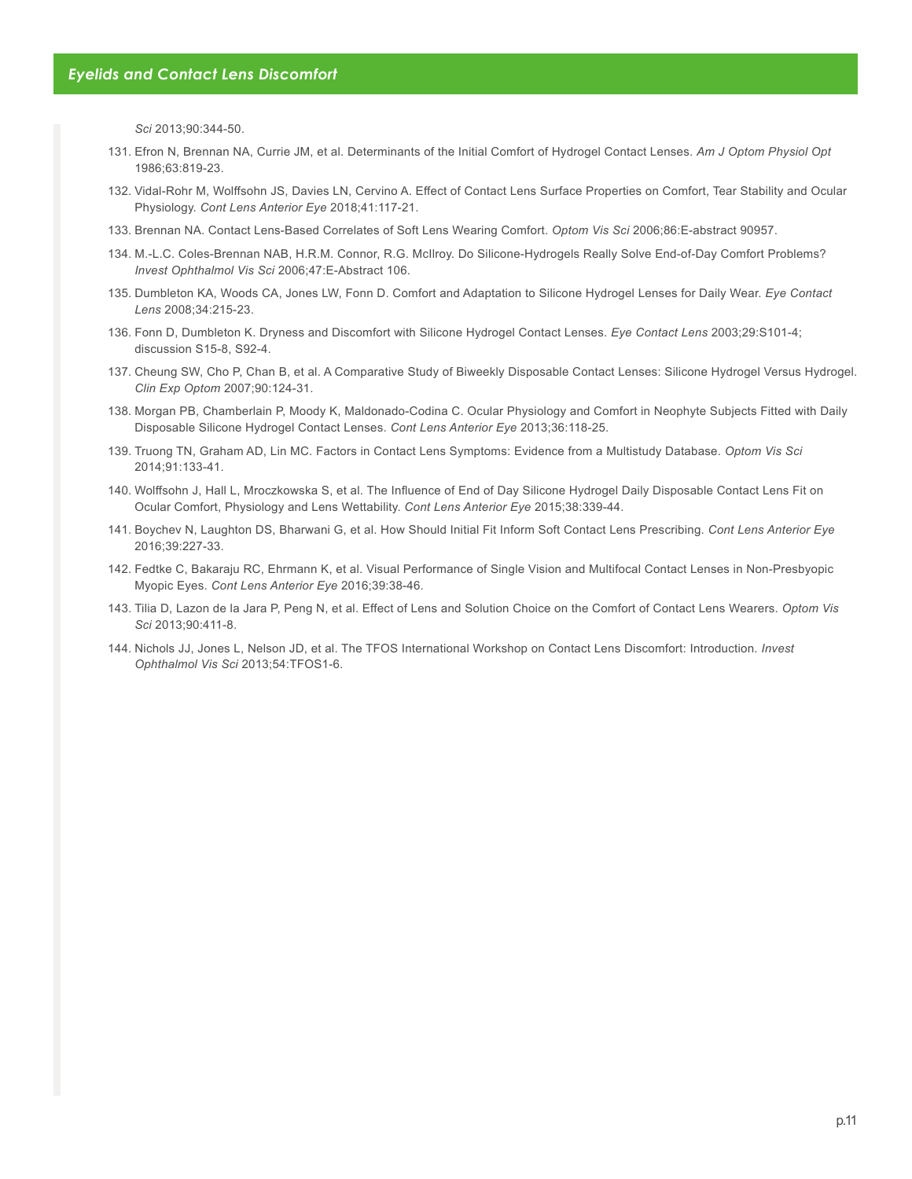*Sci* 2013;90:344-50.

131. Efron N, Brennan NA, Currie JM, et al. Determinants of the Initial Comfort of Hydrogel Contact Lenses. *Am J Optom Physiol Opt* 1986;63:819-23.

132. Vidal-Rohr M, Wolffsohn JS, Davies LN, Cervino A. Effect of Contact Lens Surface Properties on Comfort, Tear Stability and Ocular Physiology. *Cont Lens Anterior Eye* 2018;41:117-21.

133. Brennan NA. Contact Lens-Based Correlates of Soft Lens Wearing Comfort. *Optom Vis Sci* 2006;86:E-abstract 90957.

134. M.-L.C. Coles-Brennan NAB, H.R.M. Connor, R.G. McIlroy. Do Silicone-Hydrogels Really Solve End-of-Day Comfort Problems? *Invest Ophthalmol Vis Sci* 2006;47:E-Abstract 106.

135. Dumbleton KA, Woods CA, Jones LW, Fonn D. Comfort and Adaptation to Silicone Hydrogel Lenses for Daily Wear. *Eye Contact Lens* 2008;34:215-23.

136. Fonn D, Dumbleton K. Dryness and Discomfort with Silicone Hydrogel Contact Lenses. *Eye Contact Lens* 2003;29:S101-4; discussion S15-8, S92-4.

137. Cheung SW, Cho P, Chan B, et al. A Comparative Study of Biweekly Disposable Contact Lenses: Silicone Hydrogel Versus Hydrogel. *Clin Exp Optom* 2007;90:124-31.

138. Morgan PB, Chamberlain P, Moody K, Maldonado-Codina C. Ocular Physiology and Comfort in Neophyte Subjects Fitted with Daily Disposable Silicone Hydrogel Contact Lenses. *Cont Lens Anterior Eye* 2013;36:118-25.

139. Truong TN, Graham AD, Lin MC. Factors in Contact Lens Symptoms: Evidence from a Multistudy Database. *Optom Vis Sci* 2014;91:133-41.

140. Wolffsohn J, Hall L, Mroczkowska S, et al. The Influence of End of Day Silicone Hydrogel Daily Disposable Contact Lens Fit on Ocular Comfort, Physiology and Lens Wettability. *Cont Lens Anterior Eye* 2015;38:339-44.

141. Boychev N, Laughton DS, Bharwani G, et al. How Should Initial Fit Inform Soft Contact Lens Prescribing. *Cont Lens Anterior Eye* 2016;39:227-33.

142. Fedtke C, Bakaraju RC, Ehrmann K, et al. Visual Performance of Single Vision and Multifocal Contact Lenses in Non-Presbyopic Myopic Eyes. *Cont Lens Anterior Eye* 2016;39:38-46.

143. Tilia D, Lazon de la Jara P, Peng N, et al. Effect of Lens and Solution Choice on the Comfort of Contact Lens Wearers. *Optom Vis Sci* 2013;90:411-8.

144. Nichols JJ, Jones L, Nelson JD, et al. The TFOS International Workshop on Contact Lens Discomfort: Introduction. *Invest Ophthalmol Vis Sci* 2013;54:TFOS1-6.